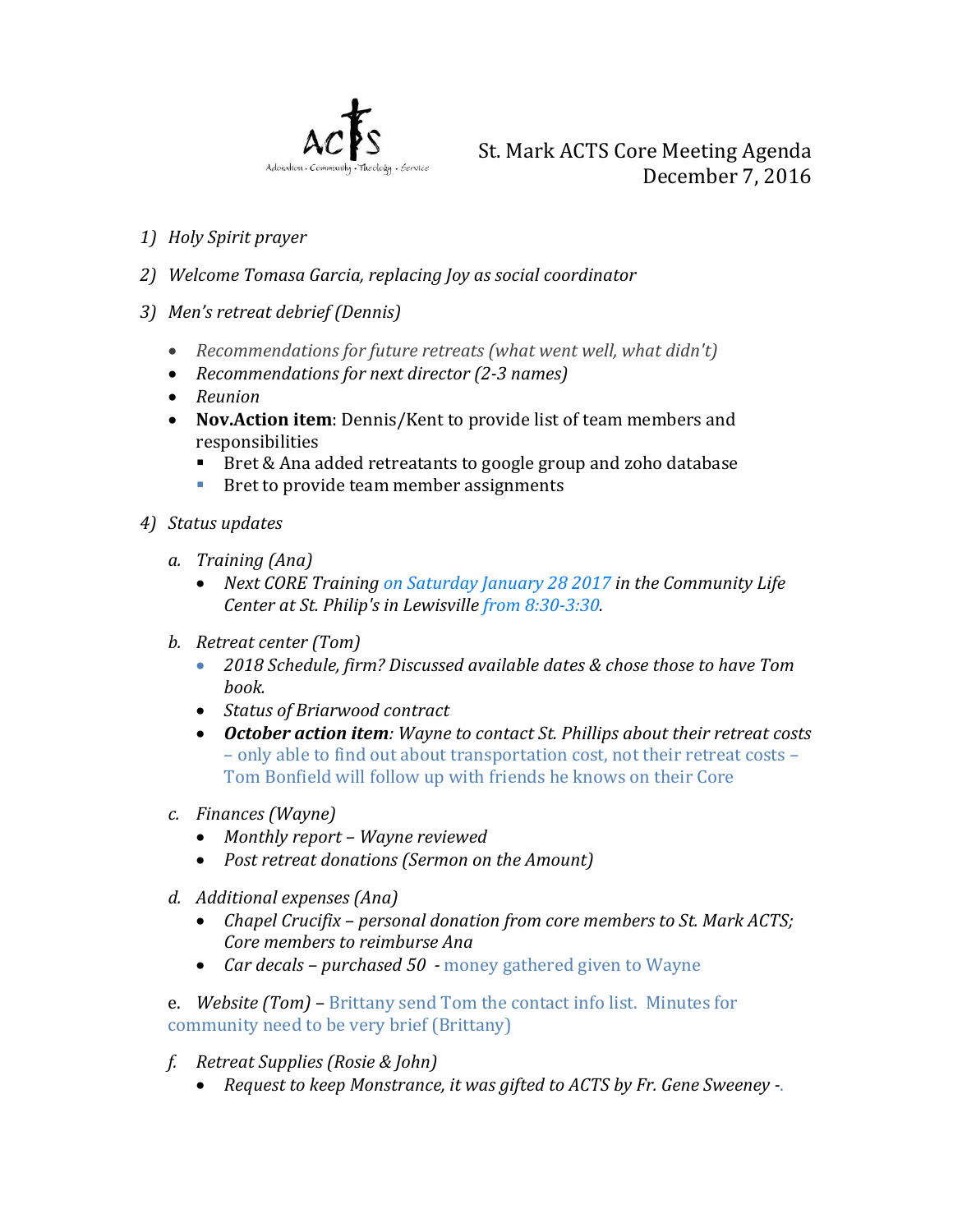ACTS
Adoration · Community · Theology · Service

# St. Mark ACTS Core Meeting Agenda
## December 7, 2016

1) *Holy Spirit prayer*

2) *Welcome Tomasa Garcia, replacing Joy as social coordinator*

3) *Men's retreat debrief (Dennis)*
   - *Recommendations for future retreats (what went well, what didn't)*
   - *Recommendations for next director (2-3 names)*
   - *Reunion*
   - **Nov.Action item**: Dennis/Kent to provide list of team members and responsibilities
     - Bret & Ana added retreatants to google group and zoho database
     - Bret to provide team member assignments

4) *Status updates*

   a. *Training (Ana)*
   - *Next CORE Training on Saturday January 28 2017 in the Community Life Center at St. Philip's in Lewisville from 8:30-3:30.*

   b. *Retreat center (Tom)*
   - *2018 Schedule, firm? Discussed available dates & chose those to have Tom book.*
   - *Status of Briarwood contract*
   - ***October action item**: Wayne to contact St. Phillips about their retreat costs* – only able to find out about transportation cost, not their retreat costs – Tom Bonfield will follow up with friends he knows on their Core

   c. *Finances (Wayne)*
   - *Monthly report – Wayne reviewed*
   - *Post retreat donations (Sermon on the Amount)*

   d. *Additional expenses (Ana)*
   - *Chapel Crucifix – personal donation from core members to St. Mark ACTS; Core members to reimburse Ana*
   - *Car decals – purchased 50* - money gathered given to Wayne

   e. *Website (Tom)* – Brittany send Tom the contact info list. Minutes for community need to be very brief (Brittany)

   f. *Retreat Supplies (Rosie & John)*
   - *Request to keep Monstrance, it was gifted to ACTS by Fr. Gene Sweeney -.*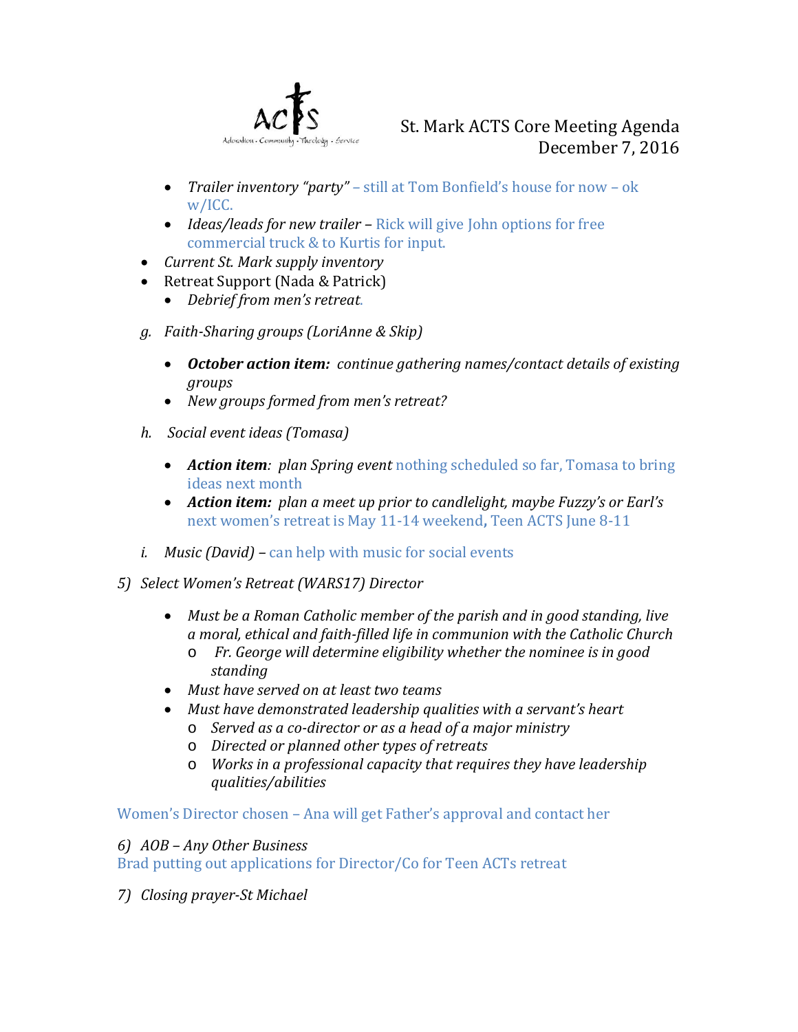St. Mark ACTS Core Meeting Agenda
December 7, 2016

   - *Trailer inventory "party"* – still at Tom Bonfield's house for now – ok w/ICC.
   - *Ideas/leads for new trailer* – Rick will give John options for free commercial truck & to Kurtis for input.
- *Current St. Mark supply inventory*
- Retreat Support (Nada & Patrick)
   - *Debrief from men's retreat.*

g. *Faith-Sharing groups (LoriAnne & Skip)*

   - ***October action item:*** *continue gathering names/contact details of existing groups*
   - *New groups formed from men's retreat?*

h. *Social event ideas (Tomasa)*

   - ***Action item****: plan Spring event* nothing scheduled so far, Tomasa to bring ideas next month
   - ***Action item:*** *plan a meet up prior to candlelight, maybe Fuzzy's or Earl's* next women's retreat is May 11-14 weekend**,** Teen ACTS June 8-11

i. *Music (David)* – can help with music for social events

5) *Select Women's Retreat (WARS17) Director*

   - *Must be a Roman Catholic member of the parish and in good standing, live a moral, ethical and faith-filled life in communion with the Catholic Church*
      - *Fr. George will determine eligibility whether the nominee is in good standing*
   - *Must have served on at least two teams*
   - *Must have demonstrated leadership qualities with a servant's heart*
      - *Served as a co-director or as a head of a major ministry*
      - *Directed or planned other types of retreats*
      - *Works in a professional capacity that requires they have leadership qualities/abilities*

Women's Director chosen – Ana will get Father's approval and contact her

6) *AOB – Any Other Business*
Brad putting out applications for Director/Co for Teen ACTs retreat

7) *Closing prayer-St Michael*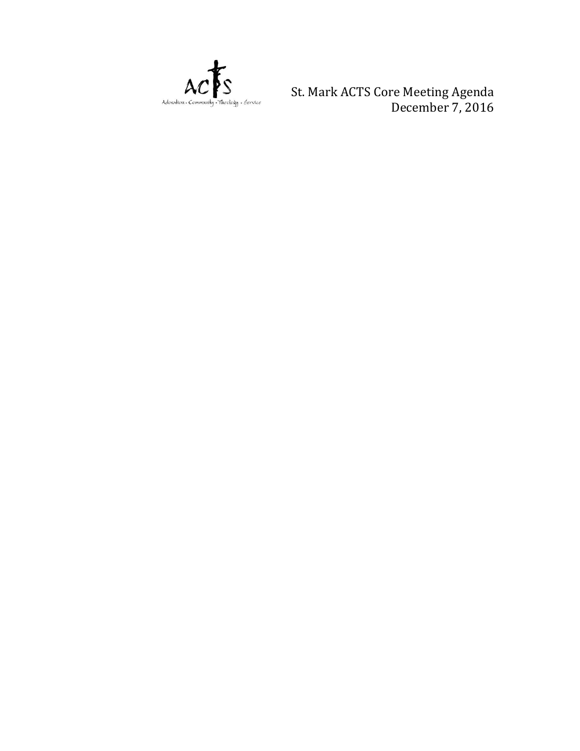ACTS

Adoration · Community · Theology · Service

St. Mark ACTS Core Meeting Agenda
December 7, 2016